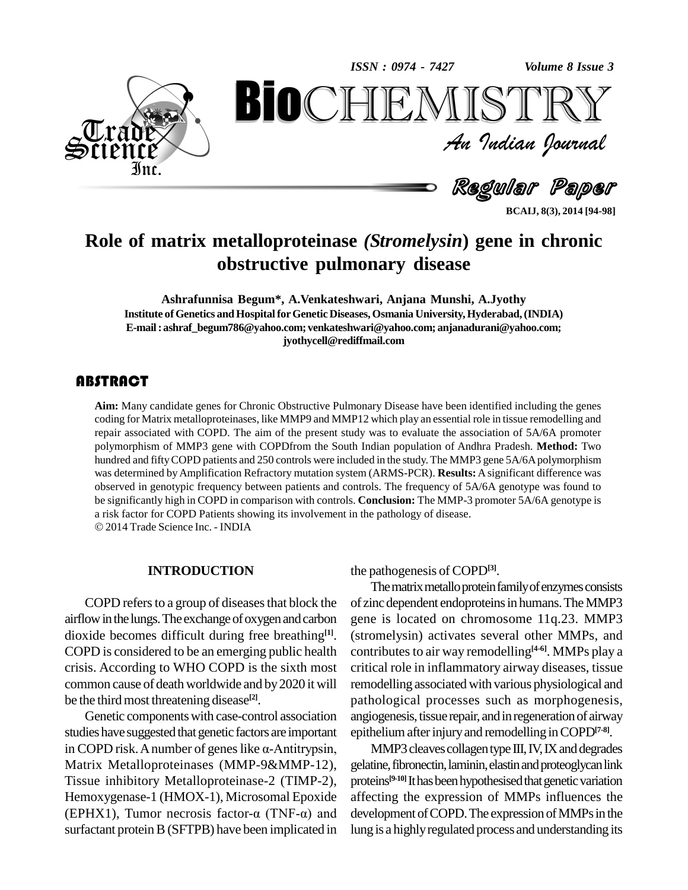# Role of matrix metalloproteinase *(Stromelysin)* gene in chronic obstructive pulmonary disease

**Ashrafunnisa Begum\*, A.Venkateshwari, Anjana Munshi, A.Jyothy**

**Institute of Genetics and Hospital for Genetic Diseases, Osmania University, Hyderabad, (INDIA)**
**E-mail : ashraf_begum786@yahoo.com; venkateshwari@yahoo.com; anjanadurani@yahoo.com; jyothycell@rediffmail.com**

## ABSTRACT

**Aim:** Many candidate genes for Chronic Obstructive Pulmonary Disease have been identified including the genes coding for Matrix metalloproteinases, like MMP9 and MMP12 which play an essential role in tissue remodelling and repair associated with COPD. The aim of the present study was to evaluate the association of 5A/6A promoter polymorphism of MMP3 gene with COPDfrom the South Indian population of Andhra Pradesh. **Method:** Two hundred and fifty COPD patients and 250 controls were included in the study. The MMP3 gene 5A/6A polymorphism was determined by Amplification Refractory mutation system (ARMS-PCR). **Results:** A significant difference was observed in genotypic frequency between patients and controls. The frequency of 5A/6A genotype was found to be significantly high in COPD in comparison with controls. **Conclusion:** The MMP-3 promoter 5A/6A genotype is a risk factor for COPD Patients showing its involvement in the pathology of disease.

© 2014 Trade Science Inc. - INDIA

## INTRODUCTION

COPD refers to a group of diseases that block the airflow in the lungs. The exchange of oxygen and carbon dioxide becomes difficult during free breathing[1]. COPD is considered to be an emerging public health crisis. According to WHO COPD is the sixth most common cause of death worldwide and by 2020 it will be the third most threatening disease[2].

Genetic components with case-control association studies have suggested that genetic factors are important in COPD risk. A number of genes like α-Antitrypsin, Matrix Metalloproteinases (MMP-9&MMP-12), Tissue inhibitory Metalloproteinase-2 (TIMP-2), Hemoxygenase-1 (HMOX-1), Microsomal Epoxide (EPHX1), Tumor necrosis factor-α (TNF-α) and surfactant protein B (SFTPB) have been implicated in the pathogenesis of COPD[3].

The matrix metallo protein family of enzymes consists of zinc dependent endoproteins in humans. The MMP3 gene is located on chromosome 11q.23. MMP3 (stromelysin) activates several other MMPs, and contributes to air way remodelling[4-6]. MMPs play a critical role in inflammatory airway diseases, tissue remodelling associated with various physiological and pathological processes such as morphogenesis, angiogenesis, tissue repair, and in regeneration of airway epithelium after injury and remodelling in COPD[7-8].

MMP3 cleaves collagen type III, IV, IX and degrades gelatine, fibronectin, laminin, elastin and proteoglycan link proteins[9-10] It has been hypothesised that genetic variation affecting the expression of MMPs influences the development of COPD. The expression of MMPs in the lung is a highly regulated process and understanding its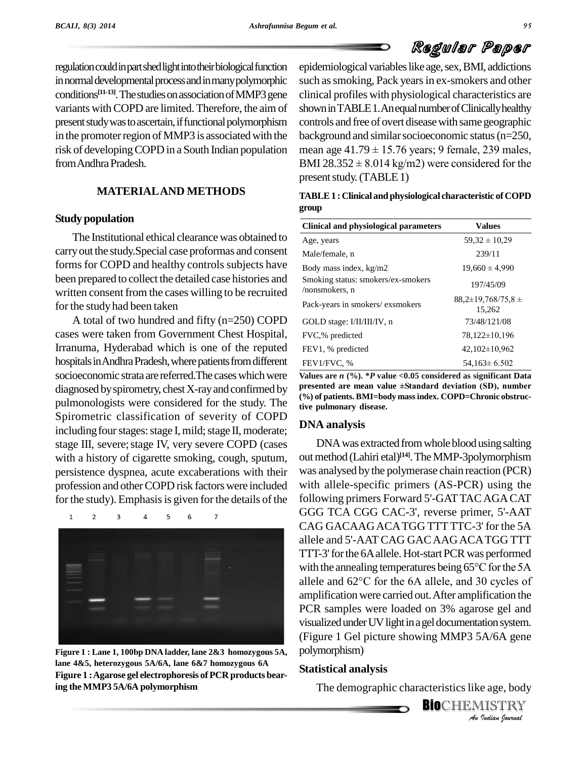regulation could in part shed light into their biological function in normal developmental process and in many polymorphic conditions[11-13]. The studies on association of MMP3 gene variants with COPD are limited. Therefore, the aim of present study was to ascertain, if functional polymorphism in the promoter region of MMP3 is associated with the risk of developing COPD in a South Indian population from Andhra Pradesh.

## MATERIAL AND METHODS

### Study population

The Institutional ethical clearance was obtained to carry out the study.Special case proformas and consent forms for COPD and healthy controls subjects have been prepared to collect the detailed case histories and written consent from the cases willing to be recruited for the study had been taken

A total of two hundred and fifty (n=250) COPD cases were taken from Government Chest Hospital, Irranuma, Hyderabad which is one of the reputed hospitals in Andhra Pradesh, where patients from different socioeconomic strata are referred.The cases which were diagnosed by spirometry, chest X-ray and confirmed by pulmonologists were considered for the study. The Spirometric classification of severity of COPD including four stages: stage I, mild; stage II, moderate; stage III, severe; stage IV, very severe COPD (cases with a history of cigarette smoking, cough, sputum, persistence dyspnea, acute excaberations with their profession and other COPD risk factors were included for the study). Emphasis is given for the details of the epidemiological variables like age, sex, BMI, addictions such as smoking, Pack years in ex-smokers and other clinical profiles with physiological characteristics are shown in TABLE 1. An equal number of Clinically healthy controls and free of overt disease with same geographic background and similar socioeconomic status (n=250, mean age 41.79 ± 15.76 years; 9 female, 239 males, BMI 28.352 ± 8.014 kg/m2) were considered for the present study. (TABLE 1)

Figure 1 : Lane 1, 100bp DNA ladder, lane 2&3 homozygous 5A, lane 4&5, heterozygous 5A/6A, lane 6&7 homozygous 6A

Figure 1 : Agarose gel electrophoresis of PCR products bearing the MMP3 5A/6A polymorphism

**TABLE 1 : Clinical and physiological characteristic of COPD group**

| Clinical and physiological parameters | Values |
|---|---|
| Age, years | 59,32 ± 10,29 |
| Male/female, n | 239/11 |
| Body mass index, kg/m2 | 19,660 ± 4,990 |
| Smoking status: smokers/ex-smokers /nonsmokers, n | 197/45/09 |
| Pack-years in smokers/ exsmokers | 88,2±19,768/75,8 ± 15,262 |
| GOLD stage: I/II/III/IV, n | 73/48/121/08 |
| FVC,% predicted | 78,122±10,196 |
| FEV1, % predicted | 42,102±10,962 |
| FEV1/FVC, % | 54,163± 6.502 |

**Values are *n* (%). \**P* value <0.05 considered as significant Data presented are mean value ±Standard deviation (SD), number (%) of patients. BMI=body mass index. COPD=Chronic obstructive pulmonary disease.**

### DNA analysis

DNA was extracted from whole blood using salting out method (Lahiri etal)[14]. The MMP-3polymorphism was analysed by the polymerase chain reaction (PCR) with allele-specific primers (AS-PCR) using the following primers Forward 5'-GAT TAC AGA CAT GGG TCA CGG CAC-3', reverse primer, 5'-AAT CAG GACAAG ACA TGG TTT TTC-3' for the 5A allele and 5'-AAT CAG GAC AAG ACA TGG TTT TTT-3' for the 6A allele. Hot-start PCR was performed with the annealing temperatures being 65°C for the 5A allele and 62°C for the 6A allele, and 30 cycles of amplification were carried out. After amplification the PCR samples were loaded on 3% agarose gel and visualized under UV light in a gel documentation system. (Figure 1 Gel picture showing MMP3 5A/6A gene polymorphism)

### Statistical analysis

The demographic characteristics like age, body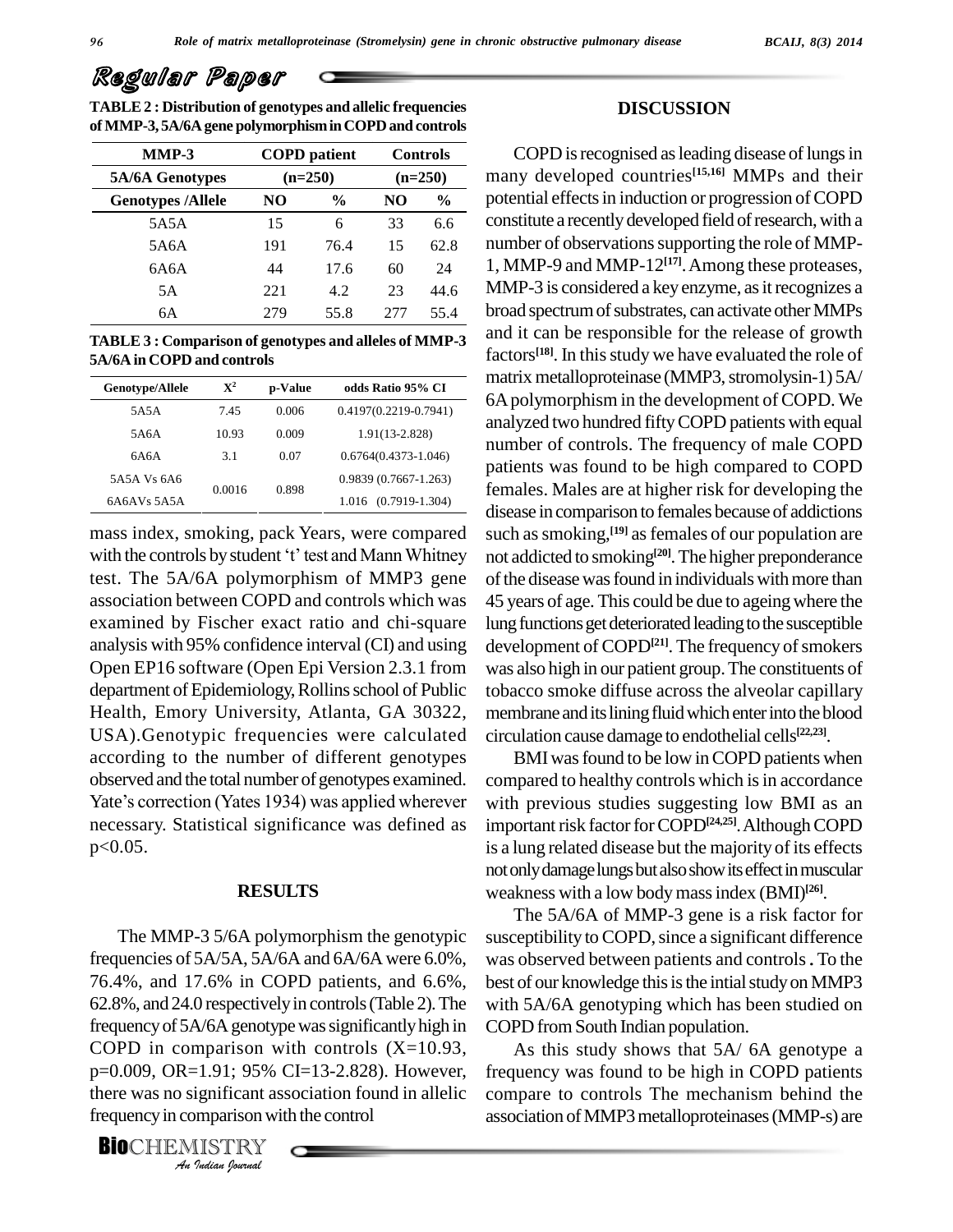**TABLE 2 : Distribution of genotypes and allelic frequencies of MMP-3, 5A/6A gene polymorphism in COPD and controls**

| MMP-3 | COPD patient | | Controls | |
|---|---|---|---|---|
| 5A/6A Genotypes | (n=250) | | (n=250) | |
| Genotypes /Allele | NO | % | NO | % |
| 5A5A | 15 | 6 | 33 | 6.6 |
| 5A6A | 191 | 76.4 | 15 | 62.8 |
| 6A6A | 44 | 17.6 | 60 | 24 |
| 5A | 221 | 4.2 | 23 | 44.6 |
| 6A | 279 | 55.8 | 277 | 55.4 |

**TABLE 3 : Comparison of genotypes and alleles of MMP-3 5A/6A in COPD and controls**

| Genotype/Allele | $X^2$ | p-Value | odds Ratio 95% CI |
|---|---|---|---|
| 5A5A | 7.45 | 0.006 | 0.4197(0.2219-0.7941) |
| 5A6A | 10.93 | 0.009 | 1.91(13-2.828) |
| 6A6A | 3.1 | 0.07 | 0.6764(0.4373-1.046) |
| 5A5A Vs 6A6 | 0.0016 | 0.898 | 0.9839 (0.7667-1.263) |
| 6A6AVs 5A5A | | | 1.016 (0.7919-1.304) |

mass index, smoking, pack Years, were compared with the controls by student 't' test and Mann Whitney test. The 5A/6A polymorphism of MMP3 gene association between COPD and controls which was examined by Fischer exact ratio and chi-square analysis with 95% confidence interval (CI) and using Open EP16 software (Open Epi Version 2.3.1 from department of Epidemiology, Rollins school of Public Health, Emory University, Atlanta, GA 30322, USA).Genotypic frequencies were calculated according to the number of different genotypes observed and the total number of genotypes examined. Yate's correction (Yates 1934) was applied wherever necessary. Statistical significance was defined as $p<0.05$.

## RESULTS

The MMP-3 5/6A polymorphism the genotypic frequencies of 5A/5A, 5A/6A and 6A/6A were 6.0%, 76.4%, and 17.6% in COPD patients, and 6.6%, 62.8%, and 24.0 respectively in controls (Table 2). The frequency of 5A/6A genotype was significantly high in COPD in comparison with controls (X=10.93, p=0.009, OR=1.91; 95% CI=13-2.828). However, there was no significant association found in allelic frequency in comparison with the control

## DISCUSSION

COPD is recognised as leading disease of lungs in many developed countries[15,16] MMPs and their potential effects in induction or progression of COPD constitute a recently developed field of research, with a number of observations supporting the role of MMP-1, MMP-9 and MMP-12[17]. Among these proteases, MMP-3 is considered a key enzyme, as it recognizes a broad spectrum of substrates, can activate other MMPs and it can be responsible for the release of growth factors[18]. In this study we have evaluated the role of matrix metalloproteinase (MMP3, stromolysin-1) 5A/6A polymorphism in the development of COPD. We analyzed two hundred fifty COPD patients with equal number of controls. The frequency of male COPD patients was found to be high compared to COPD females. Males are at higher risk for developing the disease in comparison to females because of addictions such as smoking,[19] as females of our population are not addicted to smoking[20]. The higher preponderance of the disease was found in individuals with more than 45 years of age. This could be due to ageing where the lung functions get deteriorated leading to the susceptible development of COPD[21]. The frequency of smokers was also high in our patient group. The constituents of tobacco smoke diffuse across the alveolar capillary membrane and its lining fluid which enter into the blood circulation cause damage to endothelial cells[22,23].

BMI was found to be low in COPD patients when compared to healthy controls which is in accordance with previous studies suggesting low BMI as an important risk factor for COPD[24,25]. Although COPD is a lung related disease but the majority of its effects not only damage lungs but also show its effect in muscular weakness with a low body mass index (BMI)[26].

The 5A/6A of MMP-3 gene is a risk factor for susceptibility to COPD, since a significant difference was observed between patients and controls. To the best of our knowledge this is the intial study on MMP3 with 5A/6A genotyping which has been studied on COPD from South Indian population.

As this study shows that 5A/ 6A genotype a frequency was found to be high in COPD patients compare to controls The mechanism behind the association of MMP3 metalloproteinases (MMP-s) are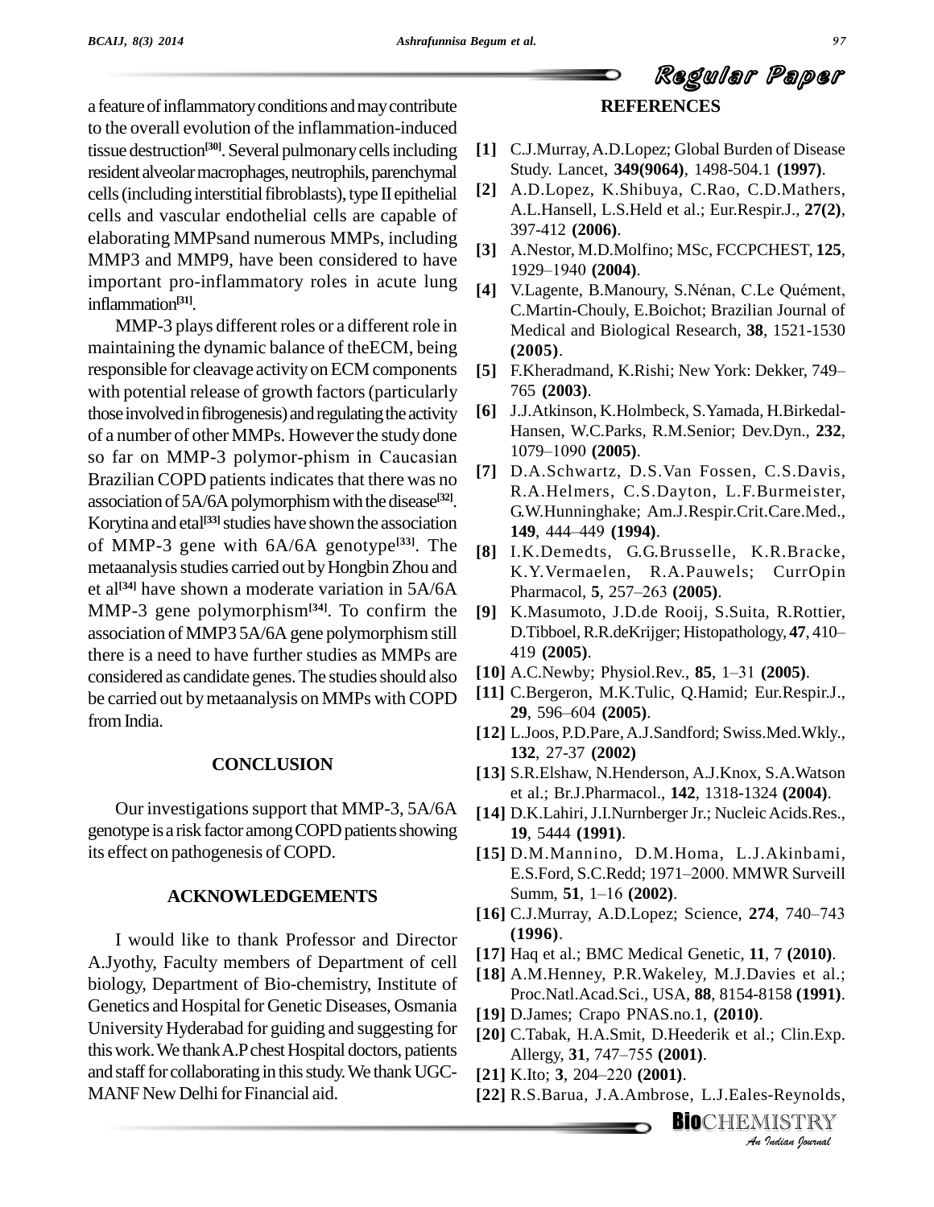a feature of inflammatory conditions and may contribute to the overall evolution of the inflammation-induced tissue destruction[30]. Several pulmonary cells including resident alveolar macrophages, neutrophils, parenchymal cells (including interstitial fibroblasts), type II epithelial cells and vascular endothelial cells are capable of elaborating MMPsand numerous MMPs, including MMP3 and MMP9, have been considered to have important pro-inflammatory roles in acute lung inflammation[31].

MMP-3 plays different roles or a different role in maintaining the dynamic balance of theECM, being responsible for cleavage activity on ECM components with potential release of growth factors (particularly those involved in fibrogenesis) and regulating the activity of a number of other MMPs. However the study done so far on MMP-3 polymor-phism in Caucasian Brazilian COPD patients indicates that there was no association of 5A/6A polymorphism with the disease[32]. Korytina and etal[33] studies have shown the association of MMP-3 gene with 6A/6A genotype[33]. The metaanalysis studies carried out by Hongbin Zhou and et al[34] have shown a moderate variation in 5A/6A MMP-3 gene polymorphism[34]. To confirm the association of MMP3 5A/6A gene polymorphism still there is a need to have further studies as MMPs are considered as candidate genes. The studies should also be carried out by metaanalysis on MMPs with COPD from India.

## CONCLUSION

Our investigations support that MMP-3, 5A/6A genotype is a risk factor among COPD patients showing its effect on pathogenesis of COPD.

## ACKNOWLEDGEMENTS

I would like to thank Professor and Director A.Jyothy, Faculty members of Department of cell biology, Department of Bio-chemistry, Institute of Genetics and Hospital for Genetic Diseases, Osmania University Hyderabad for guiding and suggesting for this work. We thank A.P chest Hospital doctors, patients and staff for collaborating in this study. We thank UGC-MANF New Delhi for Financial aid.

## REFERENCES

[1] C.J.Murray, A.D.Lopez; Global Burden of Disease Study. Lancet, **349(9064)**, 1498-504.1 **(1997)**.

[2] A.D.Lopez, K.Shibuya, C.Rao, C.D.Mathers, A.L.Hansell, L.S.Held et al.; Eur.Respir.J., **27(2)**, 397-412 **(2006)**.

[3] A.Nestor, M.D.Molfino; MSc, FCCPCHEST, **125**, 1929–1940 **(2004)**.

[4] V.Lagente, B.Manoury, S.Nénan, C.Le Quément, C.Martin-Chouly, E.Boichot; Brazilian Journal of Medical and Biological Research, **38**, 1521-1530 **(2005)**.

[5] F.Kheradmand, K.Rishi; New York: Dekker, 749–765 **(2003)**.

[6] J.J.Atkinson, K.Holmbeck, S.Yamada, H.Birkedal-Hansen, W.C.Parks, R.M.Senior; Dev.Dyn., **232**, 1079–1090 **(2005)**.

[7] D.A.Schwartz, D.S.Van Fossen, C.S.Davis, R.A.Helmers, C.S.Dayton, L.F.Burmeister, G.W.Hunninghake; Am.J.Respir.Crit.Care.Med., **149**, 444–449 **(1994)**.

[8] I.K.Demedts, G.G.Brusselle, K.R.Bracke, K.Y.Vermaelen, R.A.Pauwels; CurrOpin Pharmacol, **5**, 257–263 **(2005)**.

[9] K.Masumoto, J.D.de Rooij, S.Suita, R.Rottier, D.Tibboel, R.R.deKrijger; Histopathology, **47**, 410–419 **(2005)**.

[10] A.C.Newby; Physiol.Rev., **85**, 1–31 **(2005)**.

[11] C.Bergeron, M.K.Tulic, Q.Hamid; Eur.Respir.J., **29**, 596–604 **(2005)**.

[12] L.Joos, P.D.Pare, A.J.Sandford; Swiss.Med.Wkly., **132**, 27-37 **(2002)**

[13] S.R.Elshaw, N.Henderson, A.J.Knox, S.A.Watson et al.; Br.J.Pharmacol., **142**, 1318-1324 **(2004)**.

[14] D.K.Lahiri, J.I.Nurnberger Jr.; Nucleic Acids.Res., **19**, 5444 **(1991)**.

[15] D.M.Mannino, D.M.Homa, L.J.Akinbami, E.S.Ford, S.C.Redd; 1971–2000. MMWR Surveill Summ, **51**, 1–16 **(2002)**.

[16] C.J.Murray, A.D.Lopez; Science, **274**, 740–743 **(1996)**.

[17] Haq et al.; BMC Medical Genetic, **11**, 7 **(2010)**.

[18] A.M.Henney, P.R.Wakeley, M.J.Davies et al.; Proc.Natl.Acad.Sci., USA, **88**, 8154-8158 **(1991)**.

[19] D.James; Crapo PNAS.no.1, **(2010)**.

[20] C.Tabak, H.A.Smit, D.Heederik et al.; Clin.Exp. Allergy, **31**, 747–755 **(2001)**.

[21] K.Ito; **3**, 204–220 **(2001)**.

[22] R.S.Barua, J.A.Ambrose, L.J.Eales-Reynolds,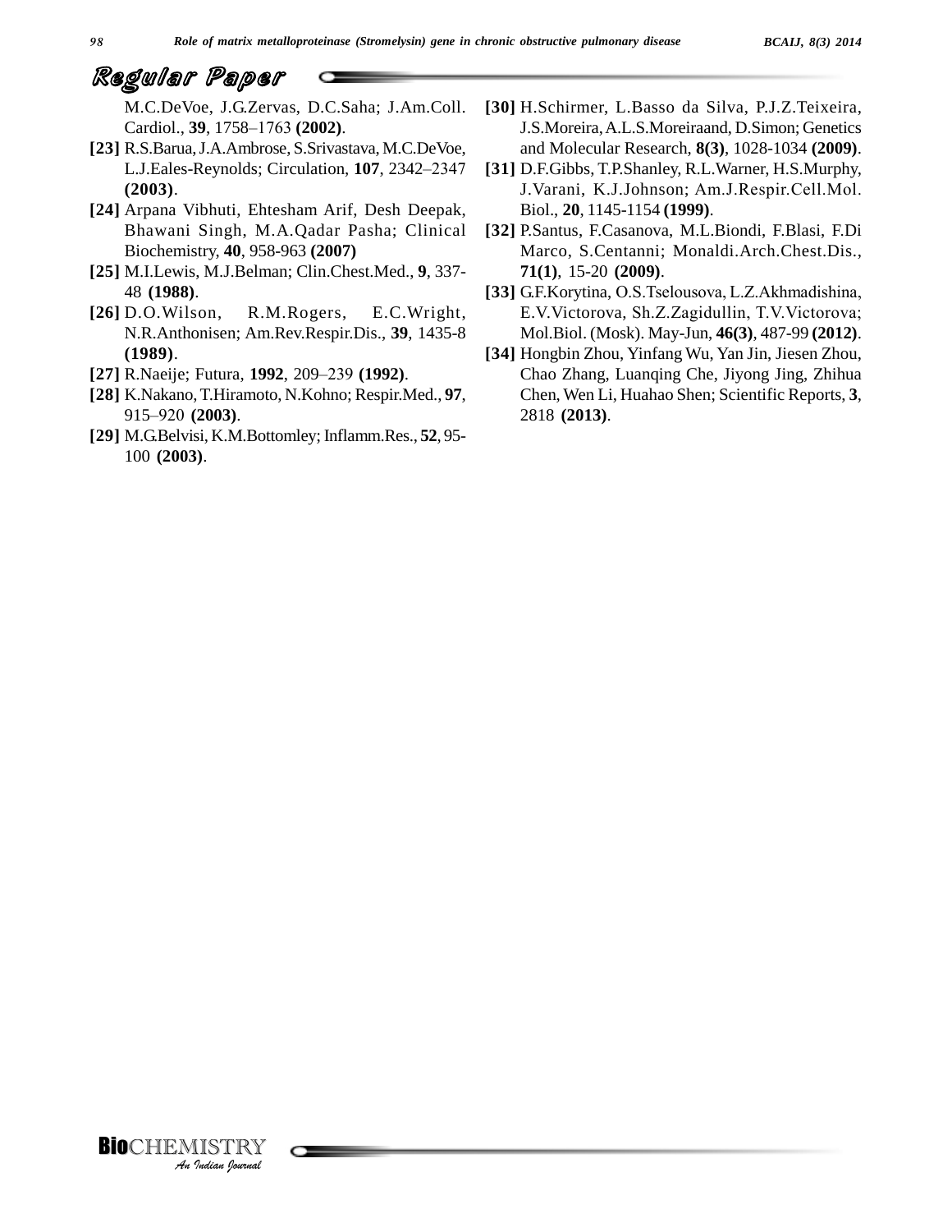M.C.DeVoe, J.G.Zervas, D.C.Saha; J.Am.Coll. Cardiol., **39**, 1758–1763 **(2002)**.

**[23]** R.S.Barua, J.A.Ambrose, S.Srivastava, M.C.DeVoe, L.J.Eales-Reynolds; Circulation, **107**, 2342–2347 **(2003)**.

**[24]** Arpana Vibhuti, Ehtesham Arif, Desh Deepak, Bhawani Singh, M.A.Qadar Pasha; Clinical Biochemistry, **40**, 958-963 **(2007)**

**[25]** M.I.Lewis, M.J.Belman; Clin.Chest.Med., **9**, 337-48 **(1988)**.

**[26]** D.O.Wilson, R.M.Rogers, E.C.Wright, N.R.Anthonisen; Am.Rev.Respir.Dis., **39**, 1435-8 **(1989)**.

**[27]** R.Naeije; Futura, **1992**, 209–239 **(1992)**.

**[28]** K.Nakano, T.Hiramoto, N.Kohno; Respir.Med., **97**, 915–920 **(2003)**.

**[29]** M.G.Belvisi, K.M.Bottomley; Inflamm.Res., **52**, 95-100 **(2003)**.

**[30]** H.Schirmer, L.Basso da Silva, P.J.Z.Teixeira, J.S.Moreira, A.L.S.Moreiraand, D.Simon; Genetics and Molecular Research, **8(3)**, 1028-1034 **(2009)**.

**[31]** D.F.Gibbs, T.P.Shanley, R.L.Warner, H.S.Murphy, J.Varani, K.J.Johnson; Am.J.Respir.Cell.Mol. Biol., **20**, 1145-1154 **(1999)**.

**[32]** P.Santus, F.Casanova, M.L.Biondi, F.Blasi, F.Di Marco, S.Centanni; Monaldi.Arch.Chest.Dis., **71(1)**, 15-20 **(2009)**.

**[33]** G.F.Korytina, O.S.Tselousova, L.Z.Akhmadishina, E.V.Victorova, Sh.Z.Zagidullin, T.V.Victorova; Mol.Biol. (Mosk). May-Jun, **46(3)**, 487-99 **(2012)**.

**[34]** Hongbin Zhou, Yinfang Wu, Yan Jin, Jiesen Zhou, Chao Zhang, Luanqing Che, Jiyong Jing, Zhihua Chen, Wen Li, Huahao Shen; Scientific Reports, **3**, 2818 **(2013)**.